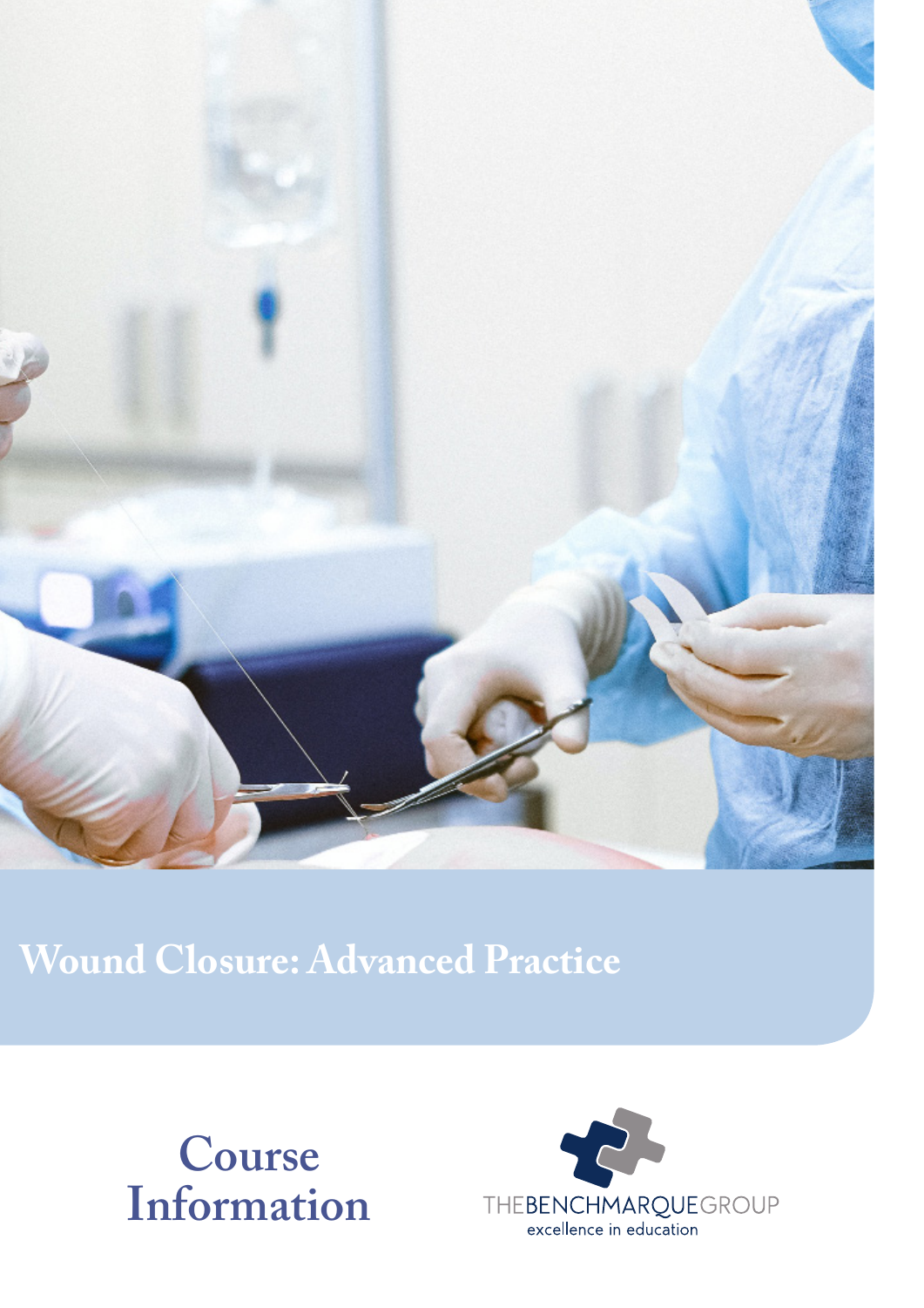# Wound Closure: Advanced Practice

## Course Information

THEBENCHMARQUEGROUP
excellence in education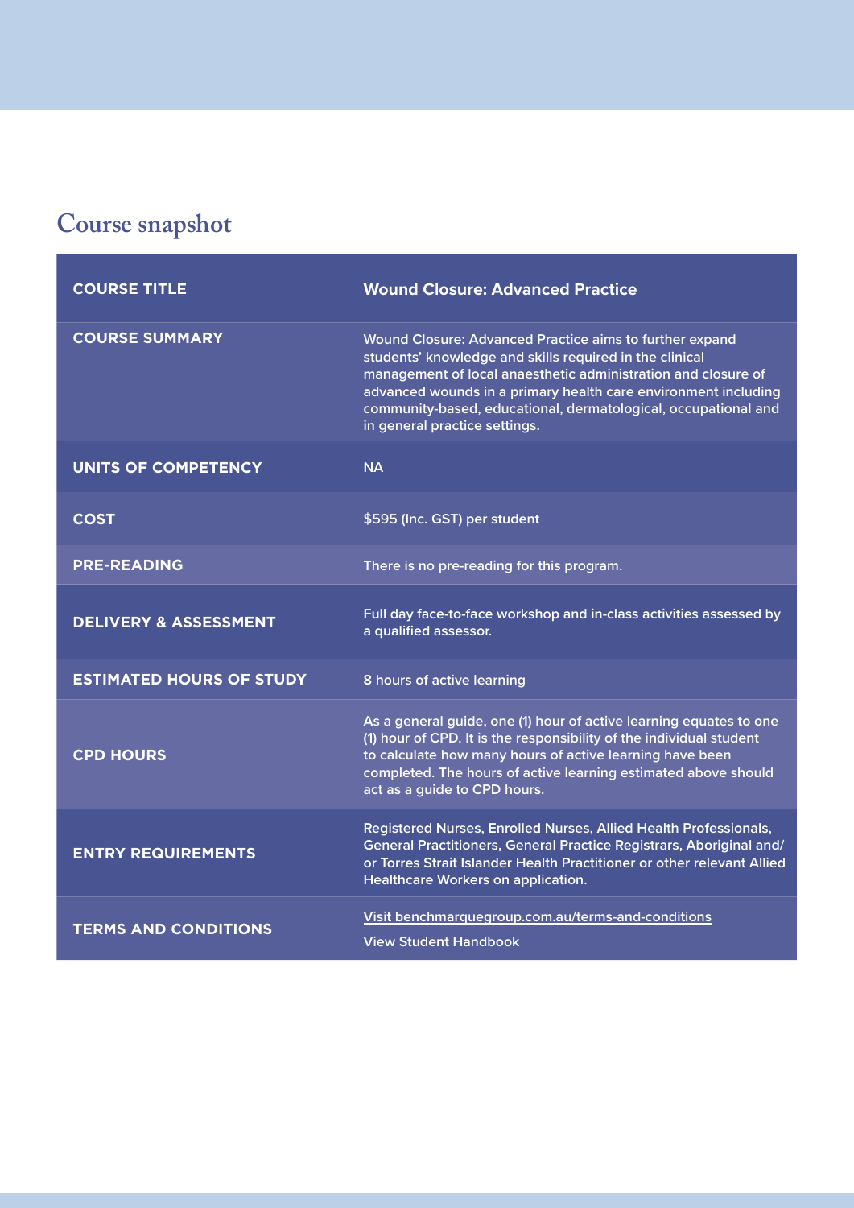## Course snapshot

| | |
|---|---|
| **COURSE TITLE** | **Wound Closure: Advanced Practice** |
| **COURSE SUMMARY** | Wound Closure: Advanced Practice aims to further expand students' knowledge and skills required in the clinical management of local anaesthetic administration and closure of advanced wounds in a primary health care environment including community-based, educational, dermatological, occupational and in general practice settings. |
| **UNITS OF COMPETENCY** | NA |
| **COST** | $595 (Inc. GST) per student |
| **PRE-READING** | There is no pre-reading for this program. |
| **DELIVERY & ASSESSMENT** | Full day face-to-face workshop and in-class activities assessed by a qualified assessor. |
| **ESTIMATED HOURS OF STUDY** | 8 hours of active learning |
| **CPD HOURS** | As a general guide, one (1) hour of active learning equates to one (1) hour of CPD. It is the responsibility of the individual student to calculate how many hours of active learning have been completed. The hours of active learning estimated above should act as a guide to CPD hours. |
| **ENTRY REQUIREMENTS** | Registered Nurses, Enrolled Nurses, Allied Health Professionals, General Practitioners, General Practice Registrars, Aboriginal and/or Torres Strait Islander Health Practitioner or other relevant Allied Healthcare Workers on application. |
| **TERMS AND CONDITIONS** | Visit benchmarquegroup.com.au/terms-and-conditions<br>View Student Handbook |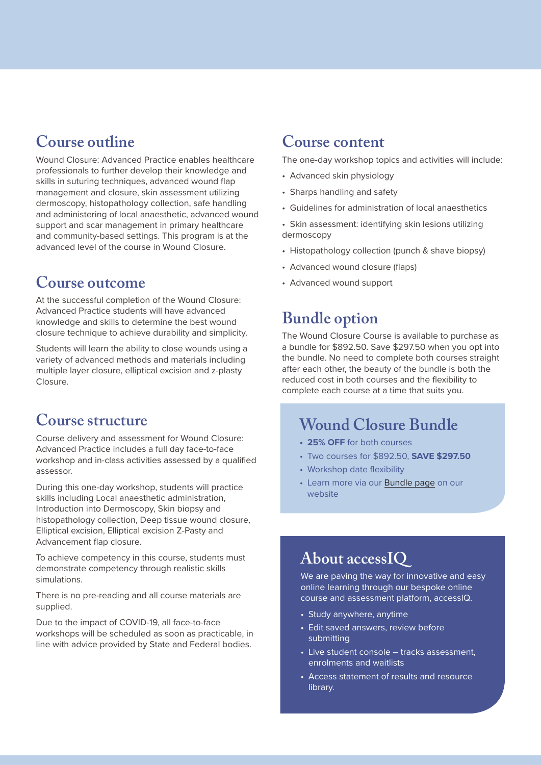## Course outline

Wound Closure: Advanced Practice enables healthcare professionals to further develop their knowledge and skills in suturing techniques, advanced wound flap management and closure, skin assessment utilizing dermoscopy, histopathology collection, safe handling and administering of local anaesthetic, advanced wound support and scar management in primary healthcare and community-based settings. This program is at the advanced level of the course in Wound Closure.

## Course outcome

At the successful completion of the Wound Closure: Advanced Practice students will have advanced knowledge and skills to determine the best wound closure technique to achieve durability and simplicity.

Students will learn the ability to close wounds using a variety of advanced methods and materials including multiple layer closure, elliptical excision and z-plasty Closure.

## Course structure

Course delivery and assessment for Wound Closure: Advanced Practice includes a full day face-to-face workshop and in-class activities assessed by a qualified assessor.

During this one-day workshop, students will practice skills including Local anaesthetic administration, Introduction into Dermoscopy, Skin biopsy and histopathology collection, Deep tissue wound closure, Elliptical excision, Elliptical excision Z-Pasty and Advancement flap closure.

To achieve competency in this course, students must demonstrate competency through realistic skills simulations.

There is no pre-reading and all course materials are supplied.

Due to the impact of COVID-19, all face-to-face workshops will be scheduled as soon as practicable, in line with advice provided by State and Federal bodies.

## Course content

The one-day workshop topics and activities will include:

- Advanced skin physiology
- Sharps handling and safety
- Guidelines for administration of local anaesthetics
- Skin assessment: identifying skin lesions utilizing dermoscopy
- Histopathology collection (punch & shave biopsy)
- Advanced wound closure (flaps)
- Advanced wound support

## Bundle option

The Wound Closure Course is available to purchase as a bundle for $892.50. Save $297.50 when you opt into the bundle. No need to complete both courses straight after each other, the beauty of the bundle is both the reduced cost in both courses and the flexibility to complete each course at a time that suits you.

### Wound Closure Bundle

- **25% OFF** for both courses
- Two courses for $892.50, **SAVE $297.50**
- Workshop date flexibility
- Learn more via our Bundle page on our website

### About accessIQ

We are paving the way for innovative and easy online learning through our bespoke online course and assessment platform, accessIQ.

- Study anywhere, anytime
- Edit saved answers, review before submitting
- Live student console – tracks assessment, enrolments and waitlists
- Access statement of results and resource library.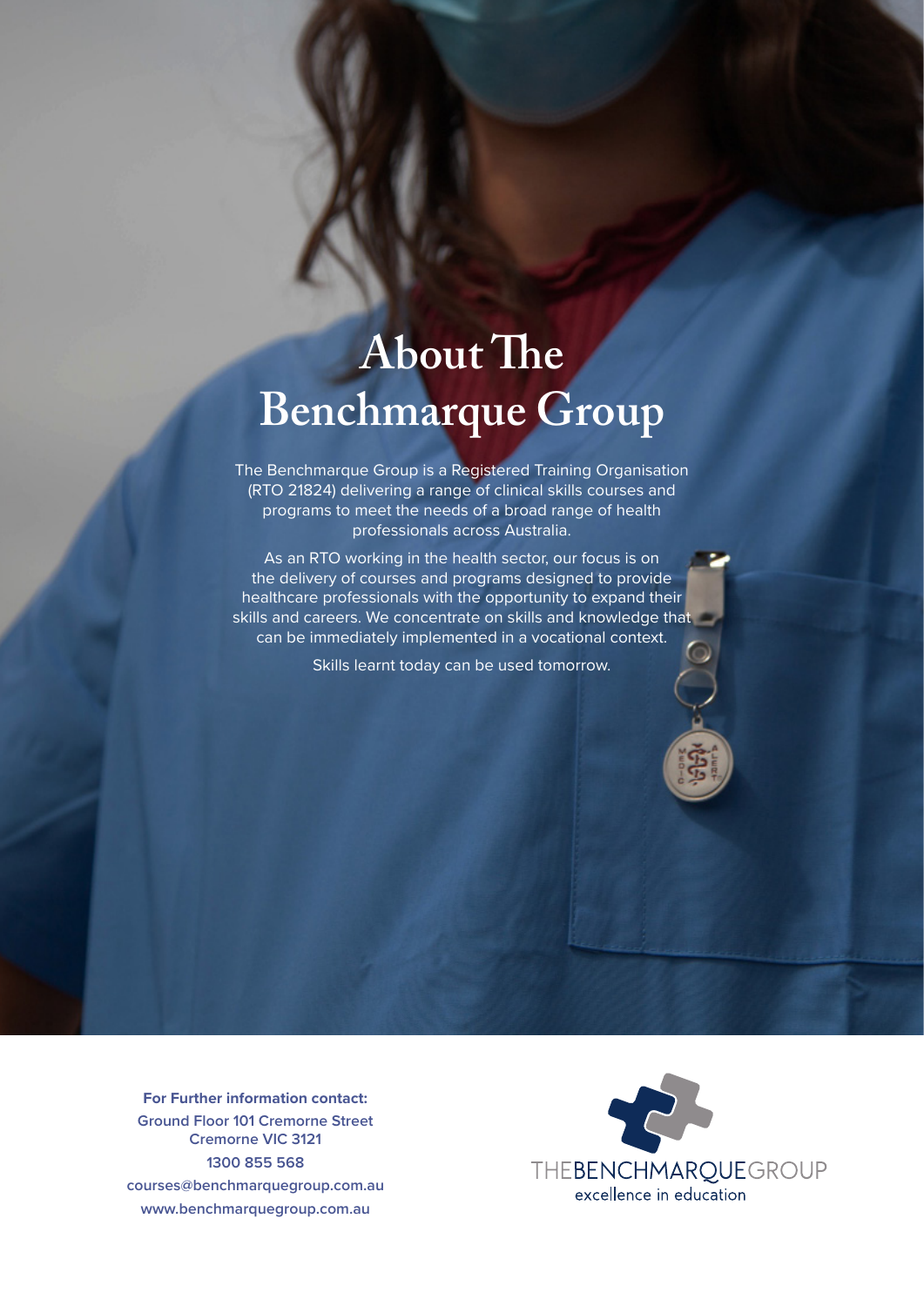# About The Benchmarque Group

The Benchmarque Group is a Registered Training Organisation (RTO 21824) delivering a range of clinical skills courses and programs to meet the needs of a broad range of health professionals across Australia.

As an RTO working in the health sector, our focus is on the delivery of courses and programs designed to provide healthcare professionals with the opportunity to expand their skills and careers. We concentrate on skills and knowledge that can be immediately implemented in a vocational context.

Skills learnt today can be used tomorrow.

**For Further information contact:**

Ground Floor 101 Cremorne Street
Cremorne VIC 3121

1300 855 568

courses@benchmarquegroup.com.au

www.benchmarquegroup.com.au

THEBENCHMARQUEGROUP
excellence in education